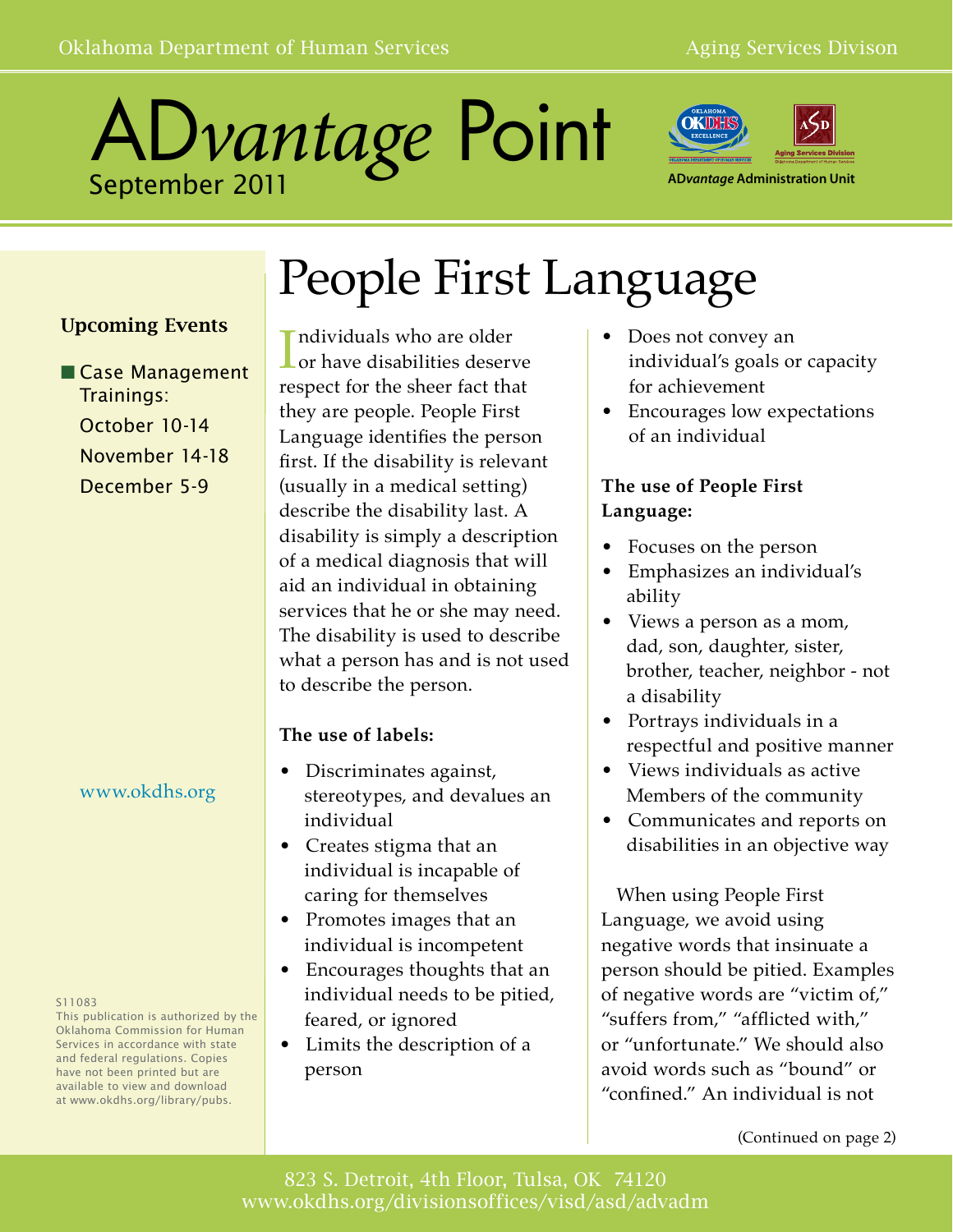Oklahoma Department of Human Services — Aging Services Divison

# ADvantage Point

September 2011

ADvantage Administration Unit

## Upcoming Events

- Case Management Trainings:
  October 10-14
  November 14-18
  December 5-9

www.okdhs.org

S11083
This publication is authorized by the Oklahoma Commission for Human Services in accordance with state and federal regulations. Copies have not been printed but are available to view and download at www.okdhs.org/library/pubs.

# People First Language

Individuals who are older or have disabilities deserve respect for the sheer fact that they are people. People First Language identifies the person first. If the disability is relevant (usually in a medical setting) describe the disability last. A disability is simply a description of a medical diagnosis that will aid an individual in obtaining services that he or she may need. The disability is used to describe what a person has and is not used to describe the person.

**The use of labels:**

- Discriminates against, stereotypes, and devalues an individual
- Creates stigma that an individual is incapable of caring for themselves
- Promotes images that an individual is incompetent
- Encourages thoughts that an individual needs to be pitied, feared, or ignored
- Limits the description of a person
- Does not convey an individual's goals or capacity for achievement
- Encourages low expectations of an individual

**The use of People First Language:**

- Focuses on the person
- Emphasizes an individual's ability
- Views a person as a mom, dad, son, daughter, sister, brother, teacher, neighbor - not a disability
- Portrays individuals in a respectful and positive manner
- Views individuals as active Members of the community
- Communicates and reports on disabilities in an objective way

When using People First Language, we avoid using negative words that insinuate a person should be pitied. Examples of negative words are "victim of," "suffers from," "afflicted with," or "unfortunate." We should also avoid words such as "bound" or "confined." An individual is not

(Continued on page 2)

823 S. Detroit, 4th Floor, Tulsa, OK 74120
www.okdhs.org/divisionsoffices/visd/asd/advadm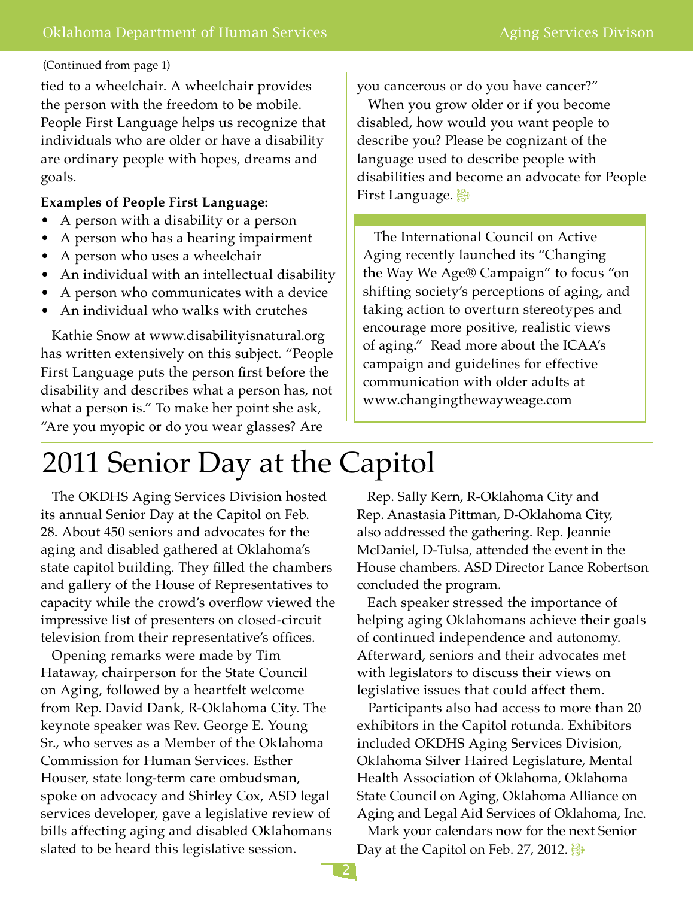(Continued from page 1)

tied to a wheelchair. A wheelchair provides the person with the freedom to be mobile. People First Language helps us recognize that individuals who are older or have a disability are ordinary people with hopes, dreams and goals.

**Examples of People First Language:**

- A person with a disability or a person
- A person who has a hearing impairment
- A person who uses a wheelchair
- An individual with an intellectual disability
- A person who communicates with a device
- An individual who walks with crutches

Kathie Snow at www.disabilityisnatural.org has written extensively on this subject. "People First Language puts the person first before the disability and describes what a person has, not what a person is." To make her point she ask, "Are you myopic or do you wear glasses? Are you cancerous or do you have cancer?"

When you grow older or if you become disabled, how would you want people to describe you? Please be cognizant of the language used to describe people with disabilities and become an advocate for People First Language.

The International Council on Active Aging recently launched its "Changing the Way We Age® Campaign" to focus "on shifting society's perceptions of aging, and taking action to overturn stereotypes and encourage more positive, realistic views of aging." Read more about the ICAA's campaign and guidelines for effective communication with older adults at www.changingthewayweage.com

# 2011 Senior Day at the Capitol

The OKDHS Aging Services Division hosted its annual Senior Day at the Capitol on Feb. 28. About 450 seniors and advocates for the aging and disabled gathered at Oklahoma's state capitol building. They filled the chambers and gallery of the House of Representatives to capacity while the crowd's overflow viewed the impressive list of presenters on closed-circuit television from their representative's offices.

Opening remarks were made by Tim Hataway, chairperson for the State Council on Aging, followed by a heartfelt welcome from Rep. David Dank, R-Oklahoma City. The keynote speaker was Rev. George E. Young Sr., who serves as a Member of the Oklahoma Commission for Human Services. Esther Houser, state long-term care ombudsman, spoke on advocacy and Shirley Cox, ASD legal services developer, gave a legislative review of bills affecting aging and disabled Oklahomans slated to be heard this legislative session.

Rep. Sally Kern, R-Oklahoma City and Rep. Anastasia Pittman, D-Oklahoma City, also addressed the gathering. Rep. Jeannie McDaniel, D-Tulsa, attended the event in the House chambers. ASD Director Lance Robertson concluded the program.

Each speaker stressed the importance of helping aging Oklahomans achieve their goals of continued independence and autonomy. Afterward, seniors and their advocates met with legislators to discuss their views on legislative issues that could affect them.

Participants also had access to more than 20 exhibitors in the Capitol rotunda. Exhibitors included OKDHS Aging Services Division, Oklahoma Silver Haired Legislature, Mental Health Association of Oklahoma, Oklahoma State Council on Aging, Oklahoma Alliance on Aging and Legal Aid Services of Oklahoma, Inc.

Mark your calendars now for the next Senior Day at the Capitol on Feb. 27, 2012.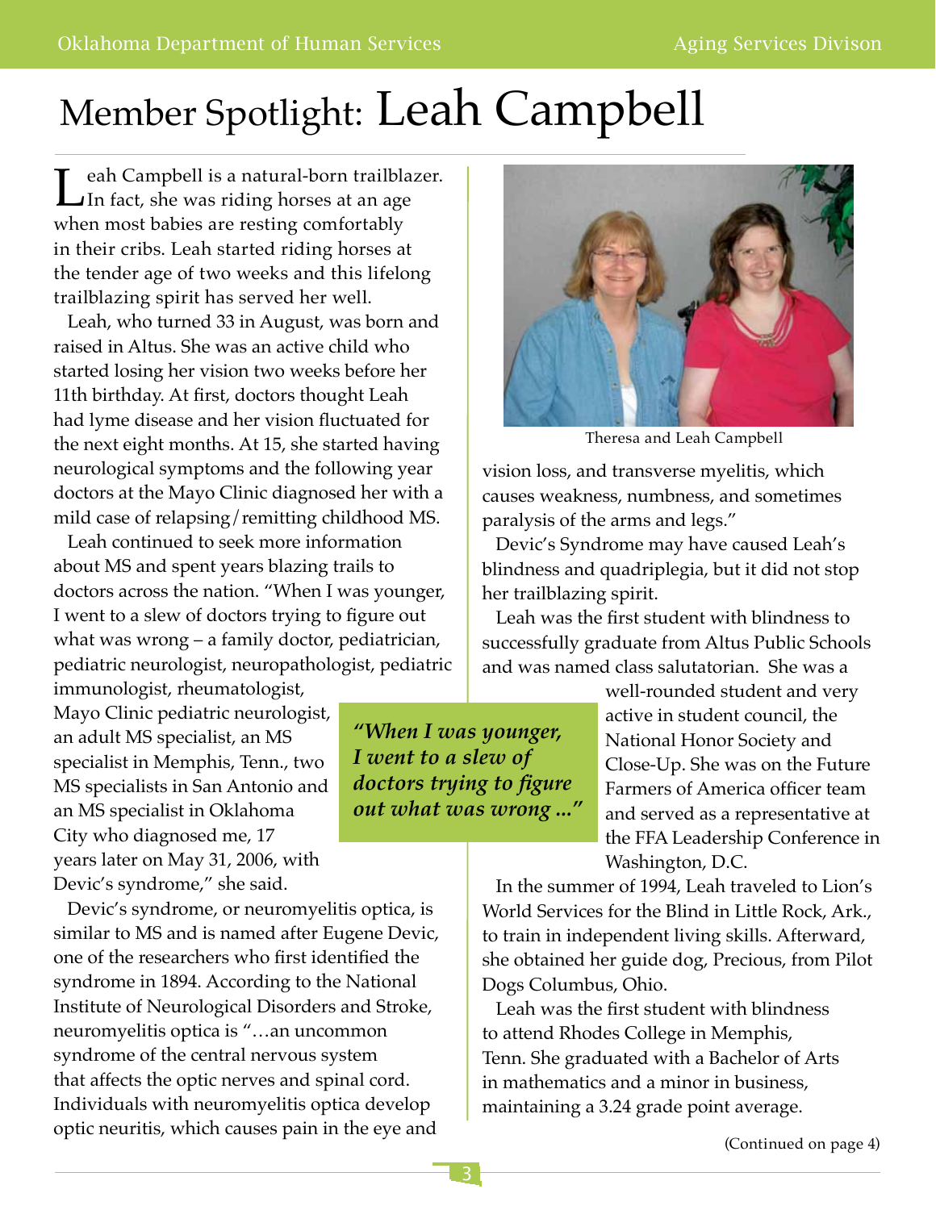# Member Spotlight: Leah Campbell

Leah Campbell is a natural-born trailblazer. In fact, she was riding horses at an age when most babies are resting comfortably in their cribs. Leah started riding horses at the tender age of two weeks and this lifelong trailblazing spirit has served her well.

Leah, who turned 33 in August, was born and raised in Altus. She was an active child who started losing her vision two weeks before her 11th birthday. At first, doctors thought Leah had lyme disease and her vision fluctuated for the next eight months. At 15, she started having neurological symptoms and the following year doctors at the Mayo Clinic diagnosed her with a mild case of relapsing/remitting childhood MS.

Leah continued to seek more information about MS and spent years blazing trails to doctors across the nation. "When I was younger, I went to a slew of doctors trying to figure out what was wrong – a family doctor, pediatrician, pediatric neurologist, neuropathologist, pediatric immunologist, rheumatologist, Mayo Clinic pediatric neurologist, an adult MS specialist, an MS specialist in Memphis, Tenn., two MS specialists in San Antonio and an MS specialist in Oklahoma City who diagnosed me, 17 years later on May 31, 2006, with Devic's syndrome," she said.

> ***"When I was younger, I went to a slew of doctors trying to figure out what was wrong ..."***

Devic's syndrome, or neuromyelitis optica, is similar to MS and is named after Eugene Devic, one of the researchers who first identified the syndrome in 1894. According to the National Institute of Neurological Disorders and Stroke, neuromyelitis optica is "…an uncommon syndrome of the central nervous system that affects the optic nerves and spinal cord. Individuals with neuromyelitis optica develop optic neuritis, which causes pain in the eye and vision loss, and transverse myelitis, which causes weakness, numbness, and sometimes paralysis of the arms and legs."

Theresa and Leah Campbell

Devic's Syndrome may have caused Leah's blindness and quadriplegia, but it did not stop her trailblazing spirit.

Leah was the first student with blindness to successfully graduate from Altus Public Schools and was named class salutatorian. She was a well-rounded student and very active in student council, the National Honor Society and Close-Up. She was on the Future Farmers of America officer team and served as a representative at the FFA Leadership Conference in Washington, D.C.

In the summer of 1994, Leah traveled to Lion's World Services for the Blind in Little Rock, Ark., to train in independent living skills. Afterward, she obtained her guide dog, Precious, from Pilot Dogs Columbus, Ohio.

Leah was the first student with blindness to attend Rhodes College in Memphis, Tenn. She graduated with a Bachelor of Arts in mathematics and a minor in business, maintaining a 3.24 grade point average.

(Continued on page 4)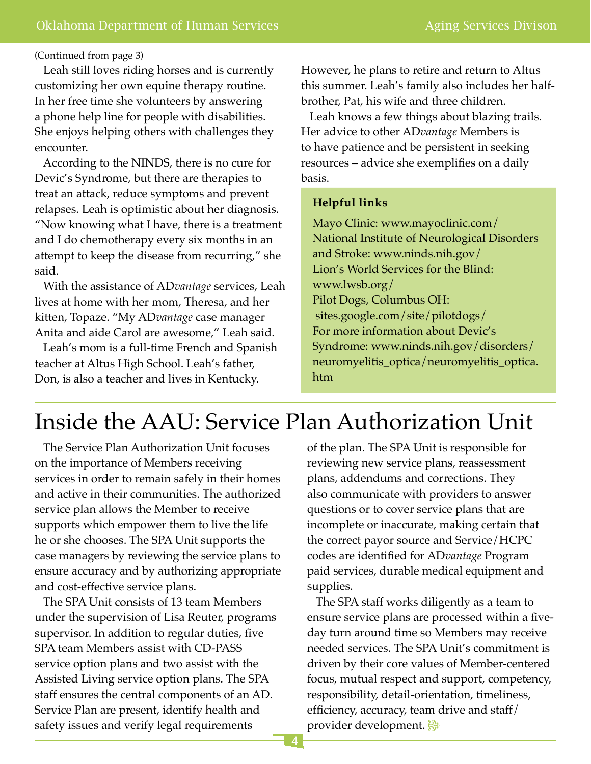(Continued from page 3)

Leah still loves riding horses and is currently customizing her own equine therapy routine. In her free time she volunteers by answering a phone help line for people with disabilities. She enjoys helping others with challenges they encounter.

According to the NINDS, there is no cure for Devic's Syndrome, but there are therapies to treat an attack, reduce symptoms and prevent relapses. Leah is optimistic about her diagnosis. "Now knowing what I have, there is a treatment and I do chemotherapy every six months in an attempt to keep the disease from recurring," she said.

With the assistance of AD*vantage* services, Leah lives at home with her mom, Theresa, and her kitten, Topaze. "My AD*vantage* case manager Anita and aide Carol are awesome," Leah said.

Leah's mom is a full-time French and Spanish teacher at Altus High School. Leah's father, Don, is also a teacher and lives in Kentucky. However, he plans to retire and return to Altus this summer. Leah's family also includes her half-brother, Pat, his wife and three children.

Leah knows a few things about blazing trails. Her advice to other AD*vantage* Members is to have patience and be persistent in seeking resources – advice she exemplifies on a daily basis.

**Helpful links**

Mayo Clinic: www.mayoclinic.com/
National Institute of Neurological Disorders and Stroke: www.ninds.nih.gov/
Lion's World Services for the Blind: www.lwsb.org/
Pilot Dogs, Columbus OH: sites.google.com/site/pilotdogs/
For more information about Devic's Syndrome: www.ninds.nih.gov/disorders/neuromyelitis_optica/neuromyelitis_optica.htm

# Inside the AAU: Service Plan Authorization Unit

The Service Plan Authorization Unit focuses on the importance of Members receiving services in order to remain safely in their homes and active in their communities. The authorized service plan allows the Member to receive supports which empower them to live the life he or she chooses. The SPA Unit supports the case managers by reviewing the service plans to ensure accuracy and by authorizing appropriate and cost-effective service plans.

The SPA Unit consists of 13 team Members under the supervision of Lisa Reuter, programs supervisor. In addition to regular duties, five SPA team Members assist with CD-PASS service option plans and two assist with the Assisted Living service option plans. The SPA staff ensures the central components of an AD. Service Plan are present, identify health and safety issues and verify legal requirements of the plan. The SPA Unit is responsible for reviewing new service plans, reassessment plans, addendums and corrections. They also communicate with providers to answer questions or to cover service plans that are incomplete or inaccurate, making certain that the correct payor source and Service/HCPC codes are identified for AD*vantage* Program paid services, durable medical equipment and supplies.

The SPA staff works diligently as a team to ensure service plans are processed within a five-day turn around time so Members may receive needed services. The SPA Unit's commitment is driven by their core values of Member-centered focus, mutual respect and support, competency, responsibility, detail-orientation, timeliness, efficiency, accuracy, team drive and staff/provider development.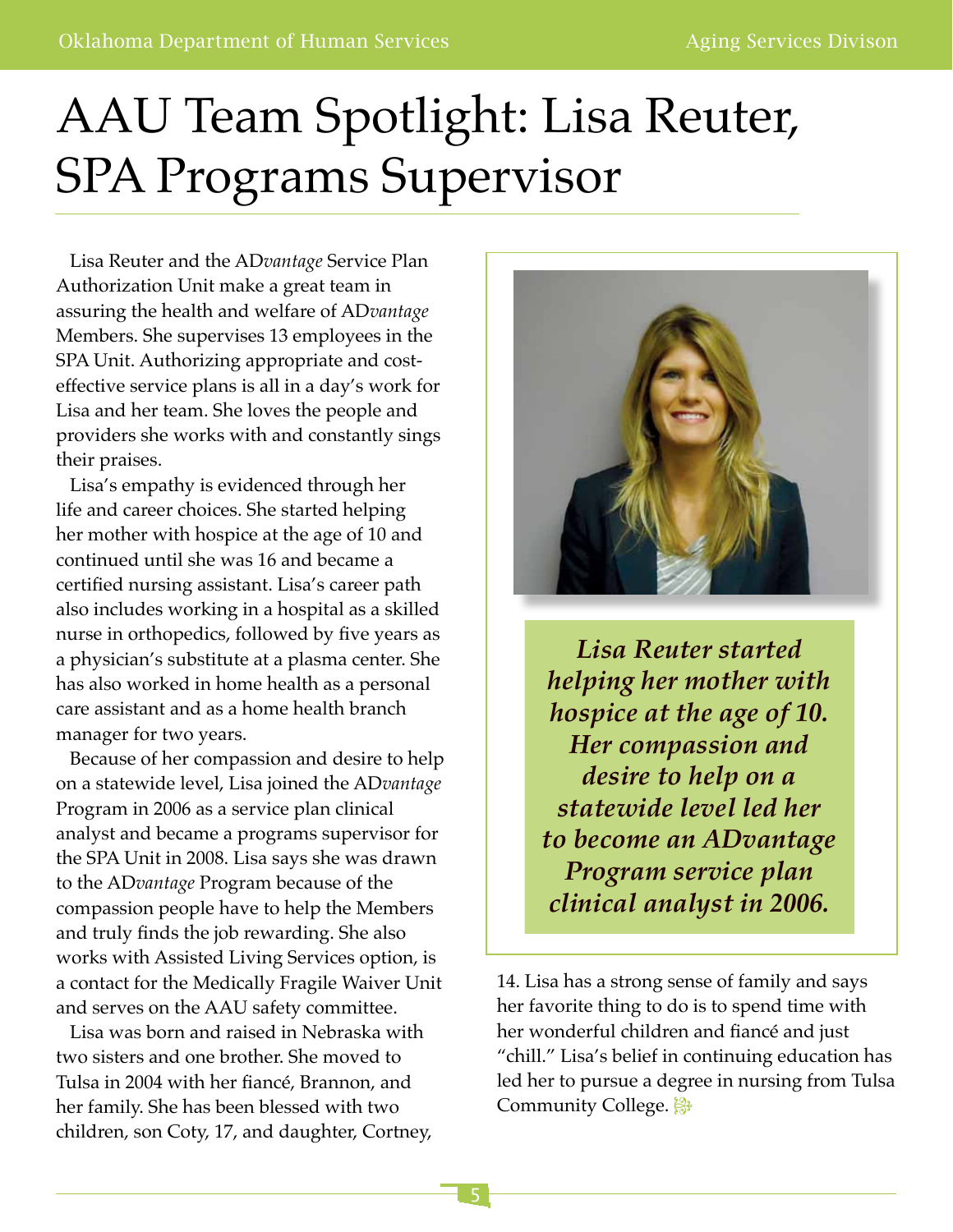# AAU Team Spotlight: Lisa Reuter, SPA Programs Supervisor

Lisa Reuter and the AD*vantage* Service Plan Authorization Unit make a great team in assuring the health and welfare of AD*vantage* Members. She supervises 13 employees in the SPA Unit. Authorizing appropriate and cost-effective service plans is all in a day's work for Lisa and her team. She loves the people and providers she works with and constantly sings their praises.

Lisa's empathy is evidenced through her life and career choices. She started helping her mother with hospice at the age of 10 and continued until she was 16 and became a certified nursing assistant. Lisa's career path also includes working in a hospital as a skilled nurse in orthopedics, followed by five years as a physician's substitute at a plasma center. She has also worked in home health as a personal care assistant and as a home health branch manager for two years.

Because of her compassion and desire to help on a statewide level, Lisa joined the AD*vantage* Program in 2006 as a service plan clinical analyst and became a programs supervisor for the SPA Unit in 2008. Lisa says she was drawn to the AD*vantage* Program because of the compassion people have to help the Members and truly finds the job rewarding. She also works with Assisted Living Services option, is a contact for the Medically Fragile Waiver Unit and serves on the AAU safety committee.

Lisa was born and raised in Nebraska with two sisters and one brother. She moved to Tulsa in 2004 with her fiancé, Brannon, and her family. She has been blessed with two children, son Coty, 17, and daughter, Cortney, 14. Lisa has a strong sense of family and says her favorite thing to do is to spend time with her wonderful children and fiancé and just "chill." Lisa's belief in continuing education has led her to pursue a degree in nursing from Tulsa Community College.

***Lisa Reuter started helping her mother with hospice at the age of 10. Her compassion and desire to help on a statewide level led her to become an ADvantage Program service plan clinical analyst in 2006.***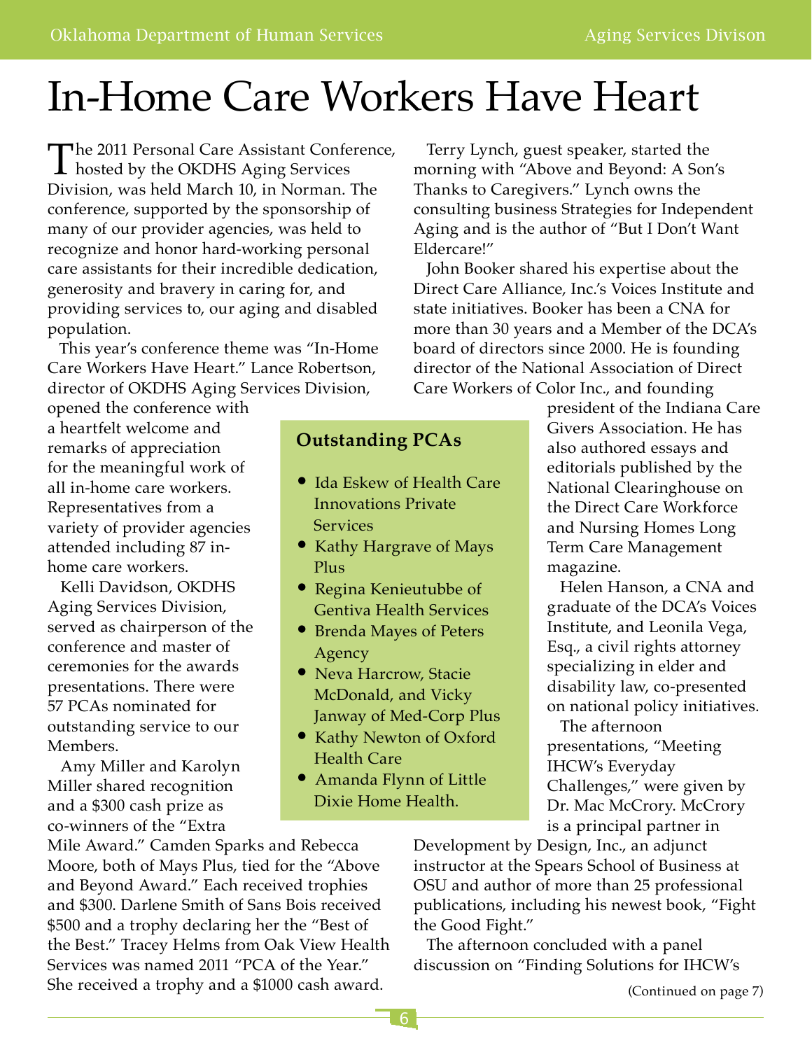# In-Home Care Workers Have Heart

The 2011 Personal Care Assistant Conference, hosted by the OKDHS Aging Services Division, was held March 10, in Norman. The conference, supported by the sponsorship of many of our provider agencies, was held to recognize and honor hard-working personal care assistants for their incredible dedication, generosity and bravery in caring for, and providing services to, our aging and disabled population.

This year's conference theme was "In-Home Care Workers Have Heart." Lance Robertson, director of OKDHS Aging Services Division, opened the conference with a heartfelt welcome and remarks of appreciation for the meaningful work of all in-home care workers. Representatives from a variety of provider agencies attended including 87 in-home care workers.

Kelli Davidson, OKDHS Aging Services Division, served as chairperson of the conference and master of ceremonies for the awards presentations. There were 57 PCAs nominated for outstanding service to our Members.

Amy Miller and Karolyn Miller shared recognition and a $300 cash prize as co-winners of the "Extra Mile Award." Camden Sparks and Rebecca Moore, both of Mays Plus, tied for the "Above and Beyond Award." Each received trophies and $300. Darlene Smith of Sans Bois received $500 and a trophy declaring her the "Best of the Best." Tracey Helms from Oak View Health Services was named 2011 "PCA of the Year." She received a trophy and a $1000 cash award.

### Outstanding PCAs

- Ida Eskew of Health Care Innovations Private Services
- Kathy Hargrave of Mays Plus
- Regina Kenieutubbe of Gentiva Health Services
- Brenda Mayes of Peters Agency
- Neva Harcrow, Stacie McDonald, and Vicky Janway of Med-Corp Plus
- Kathy Newton of Oxford Health Care
- Amanda Flynn of Little Dixie Home Health.

Terry Lynch, guest speaker, started the morning with "Above and Beyond: A Son's Thanks to Caregivers." Lynch owns the consulting business Strategies for Independent Aging and is the author of "But I Don't Want Eldercare!"

John Booker shared his expertise about the Direct Care Alliance, Inc.'s Voices Institute and state initiatives. Booker has been a CNA for more than 30 years and a Member of the DCA's board of directors since 2000. He is founding director of the National Association of Direct Care Workers of Color Inc., and founding president of the Indiana Care Givers Association. He has also authored essays and editorials published by the National Clearinghouse on the Direct Care Workforce and Nursing Homes Long Term Care Management magazine.

Helen Hanson, a CNA and graduate of the DCA's Voices Institute, and Leonila Vega, Esq., a civil rights attorney specializing in elder and disability law, co-presented on national policy initiatives.

The afternoon presentations, "Meeting IHCW's Everyday Challenges," were given by Dr. Mac McCrory. McCrory is a principal partner in Development by Design, Inc., an adjunct instructor at the Spears School of Business at OSU and author of more than 25 professional publications, including his newest book, "Fight the Good Fight."

The afternoon concluded with a panel discussion on "Finding Solutions for IHCW's

(Continued on page 7)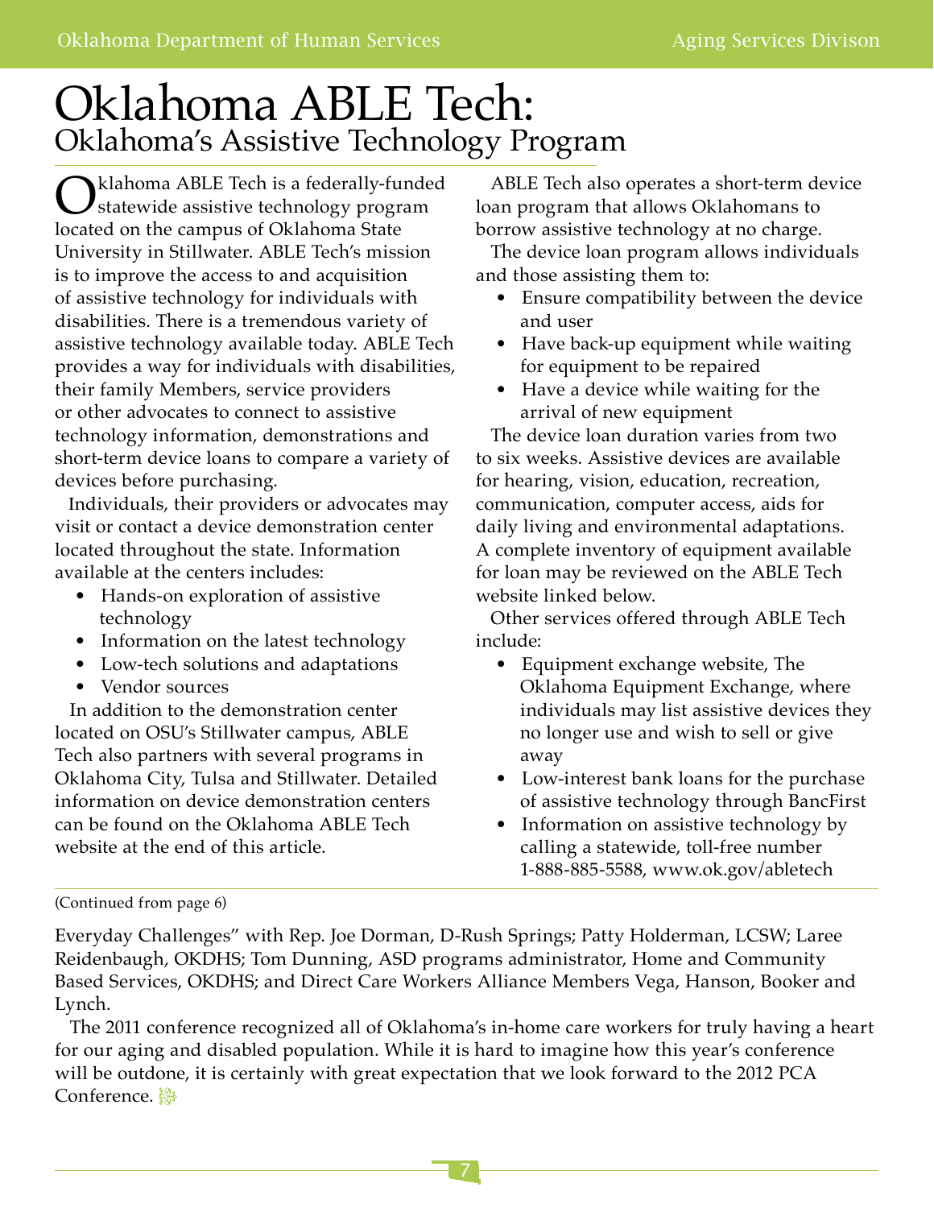# Oklahoma ABLE Tech:

## Oklahoma's Assistive Technology Program

Oklahoma ABLE Tech is a federally-funded statewide assistive technology program located on the campus of Oklahoma State University in Stillwater. ABLE Tech's mission is to improve the access to and acquisition of assistive technology for individuals with disabilities. There is a tremendous variety of assistive technology available today. ABLE Tech provides a way for individuals with disabilities, their family Members, service providers or other advocates to connect to assistive technology information, demonstrations and short-term device loans to compare a variety of devices before purchasing.

Individuals, their providers or advocates may visit or contact a device demonstration center located throughout the state. Information available at the centers includes:

- Hands-on exploration of assistive technology
- Information on the latest technology
- Low-tech solutions and adaptations
- Vendor sources

In addition to the demonstration center located on OSU's Stillwater campus, ABLE Tech also partners with several programs in Oklahoma City, Tulsa and Stillwater. Detailed information on device demonstration centers can be found on the Oklahoma ABLE Tech website at the end of this article.

ABLE Tech also operates a short-term device loan program that allows Oklahomans to borrow assistive technology at no charge.

The device loan program allows individuals and those assisting them to:

- Ensure compatibility between the device and user
- Have back-up equipment while waiting for equipment to be repaired
- Have a device while waiting for the arrival of new equipment

The device loan duration varies from two to six weeks. Assistive devices are available for hearing, vision, education, recreation, communication, computer access, aids for daily living and environmental adaptations. A complete inventory of equipment available for loan may be reviewed on the ABLE Tech website linked below.

Other services offered through ABLE Tech include:

- Equipment exchange website, The Oklahoma Equipment Exchange, where individuals may list assistive devices they no longer use and wish to sell or give away
- Low-interest bank loans for the purchase of assistive technology through BancFirst
- Information on assistive technology by calling a statewide, toll-free number 1-888-885-5588, www.ok.gov/abletech

---

(Continued from page 6)

Everyday Challenges" with Rep. Joe Dorman, D-Rush Springs; Patty Holderman, LCSW; Laree Reidenbaugh, OKDHS; Tom Dunning, ASD programs administrator, Home and Community Based Services, OKDHS; and Direct Care Workers Alliance Members Vega, Hanson, Booker and Lynch.

The 2011 conference recognized all of Oklahoma's in-home care workers for truly having a heart for our aging and disabled population. While it is hard to imagine how this year's conference will be outdone, it is certainly with great expectation that we look forward to the 2012 PCA Conference.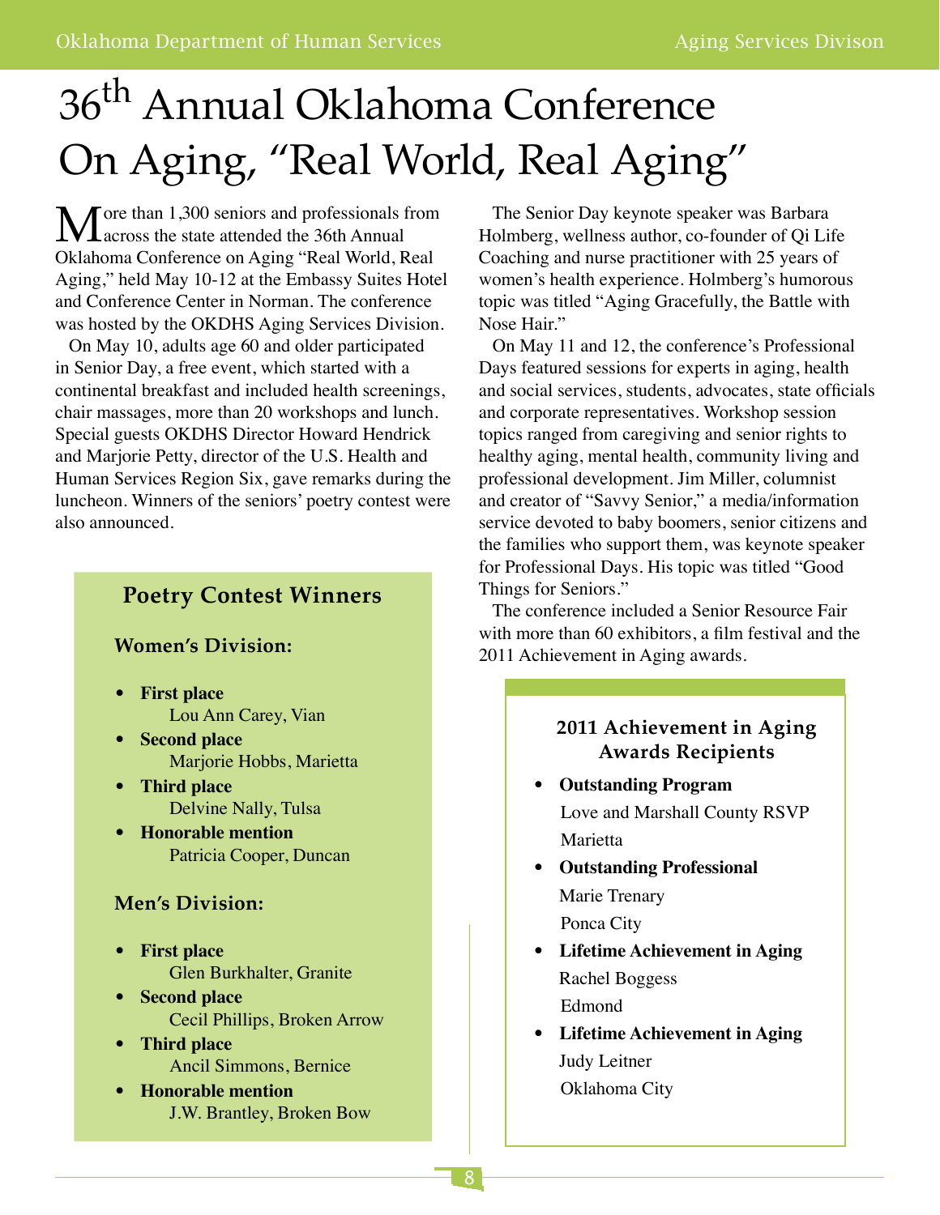# 36th Annual Oklahoma Conference On Aging, "Real World, Real Aging"

More than 1,300 seniors and professionals from across the state attended the 36th Annual Oklahoma Conference on Aging "Real World, Real Aging," held May 10-12 at the Embassy Suites Hotel and Conference Center in Norman. The conference was hosted by the OKDHS Aging Services Division.

On May 10, adults age 60 and older participated in Senior Day, a free event, which started with a continental breakfast and included health screenings, chair massages, more than 20 workshops and lunch. Special guests OKDHS Director Howard Hendrick and Marjorie Petty, director of the U.S. Health and Human Services Region Six, gave remarks during the luncheon. Winners of the seniors' poetry contest were also announced.

### Poetry Contest Winners

**Women's Division:**

- **First place**
  Lou Ann Carey, Vian
- **Second place**
  Marjorie Hobbs, Marietta
- **Third place**
  Delvine Nally, Tulsa
- **Honorable mention**
  Patricia Cooper, Duncan

**Men's Division:**

- **First place**
  Glen Burkhalter, Granite
- **Second place**
  Cecil Phillips, Broken Arrow
- **Third place**
  Ancil Simmons, Bernice
- **Honorable mention**
  J.W. Brantley, Broken Bow

The Senior Day keynote speaker was Barbara Holmberg, wellness author, co-founder of Qi Life Coaching and nurse practitioner with 25 years of women's health experience. Holmberg's humorous topic was titled "Aging Gracefully, the Battle with Nose Hair."

On May 11 and 12, the conference's Professional Days featured sessions for experts in aging, health and social services, students, advocates, state officials and corporate representatives. Workshop session topics ranged from caregiving and senior rights to healthy aging, mental health, community living and professional development. Jim Miller, columnist and creator of "Savvy Senior," a media/information service devoted to baby boomers, senior citizens and the families who support them, was keynote speaker for Professional Days. His topic was titled "Good Things for Seniors."

The conference included a Senior Resource Fair with more than 60 exhibitors, a film festival and the 2011 Achievement in Aging awards.

### 2011 Achievement in Aging Awards Recipients

- **Outstanding Program**
  Love and Marshall County RSVP
  Marietta
- **Outstanding Professional**
  Marie Trenary
  Ponca City
- **Lifetime Achievement in Aging**
  Rachel Boggess
  Edmond
- **Lifetime Achievement in Aging**
  Judy Leitner
  Oklahoma City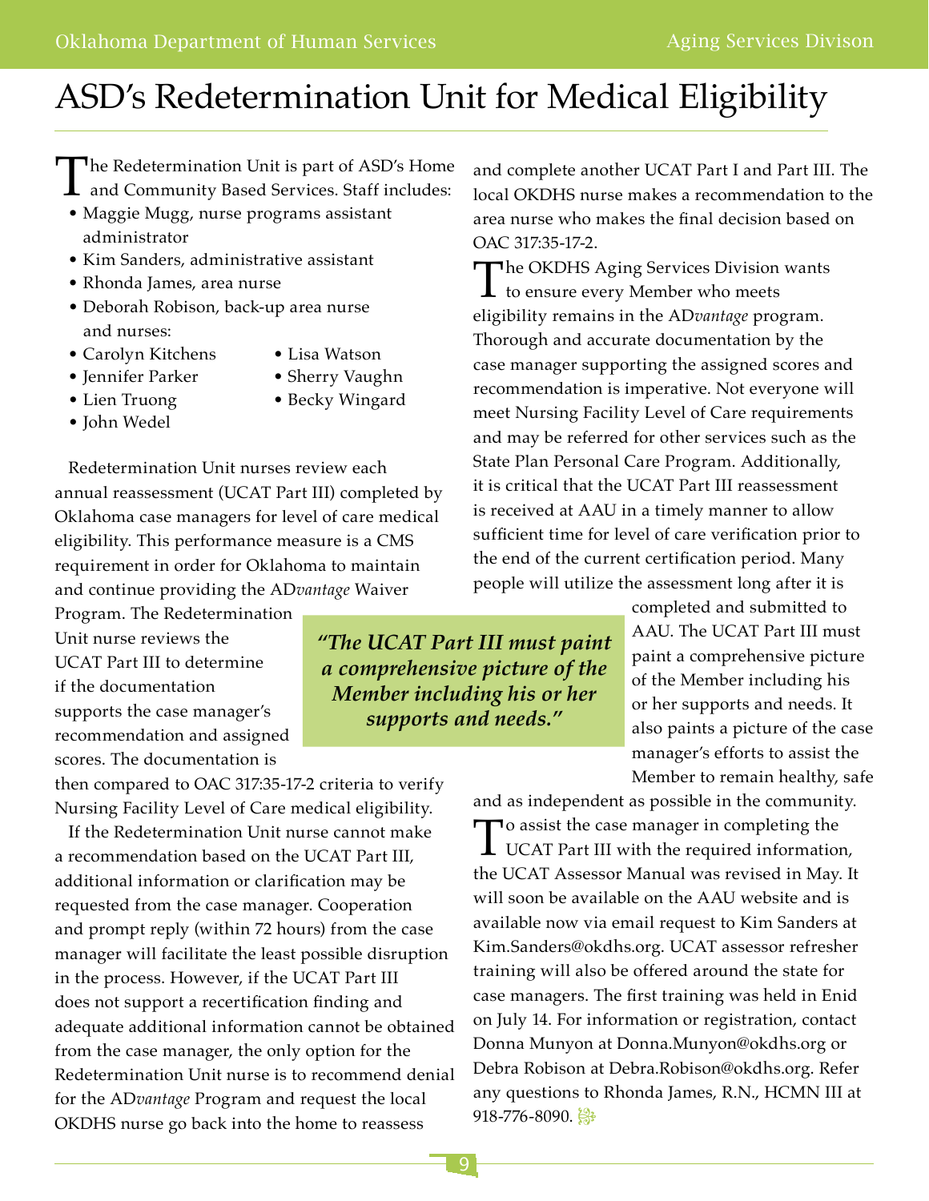# ASD's Redetermination Unit for Medical Eligibility

The Redetermination Unit is part of ASD's Home and Community Based Services. Staff includes:

- Maggie Mugg, nurse programs assistant administrator
- Kim Sanders, administrative assistant
- Rhonda James, area nurse
- Deborah Robison, back-up area nurse

and nurses:

- Carolyn Kitchens
- Jennifer Parker
- Lien Truong
- John Wedel
- Lisa Watson
- Sherry Vaughn
- Becky Wingard

Redetermination Unit nurses review each annual reassessment (UCAT Part III) completed by Oklahoma case managers for level of care medical eligibility. This performance measure is a CMS requirement in order for Oklahoma to maintain and continue providing the AD*vantage* Waiver Program. The Redetermination Unit nurse reviews the UCAT Part III to determine if the documentation supports the case manager's recommendation and assigned scores. The documentation is then compared to OAC 317:35-17-2 criteria to verify Nursing Facility Level of Care medical eligibility.

If the Redetermination Unit nurse cannot make a recommendation based on the UCAT Part III, additional information or clarification may be requested from the case manager. Cooperation and prompt reply (within 72 hours) from the case manager will facilitate the least possible disruption in the process. However, if the UCAT Part III does not support a recertification finding and adequate additional information cannot be obtained from the case manager, the only option for the Redetermination Unit nurse is to recommend denial for the AD*vantage* Program and request the local OKDHS nurse go back into the home to reassess and complete another UCAT Part I and Part III. The local OKDHS nurse makes a recommendation to the area nurse who makes the final decision based on OAC 317:35-17-2.

The OKDHS Aging Services Division wants to ensure every Member who meets eligibility remains in the AD*vantage* program. Thorough and accurate documentation by the case manager supporting the assigned scores and recommendation is imperative. Not everyone will meet Nursing Facility Level of Care requirements and may be referred for other services such as the State Plan Personal Care Program. Additionally, it is critical that the UCAT Part III reassessment is received at AAU in a timely manner to allow sufficient time for level of care verification prior to the end of the current certification period. Many people will utilize the assessment long after it is completed and submitted to AAU. The UCAT Part III must paint a comprehensive picture of the Member including his or her supports and needs. It also paints a picture of the case manager's efforts to assist the Member to remain healthy, safe and as independent as possible in the community.

> ***"The UCAT Part III must paint a comprehensive picture of the Member including his or her supports and needs."***

To assist the case manager in completing the UCAT Part III with the required information, the UCAT Assessor Manual was revised in May. It will soon be available on the AAU website and is available now via email request to Kim Sanders at Kim.Sanders@okdhs.org. UCAT assessor refresher training will also be offered around the state for case managers. The first training was held in Enid on July 14. For information or registration, contact Donna Munyon at Donna.Munyon@okdhs.org or Debra Robison at Debra.Robison@okdhs.org. Refer any questions to Rhonda James, R.N., HCMN III at 918-776-8090.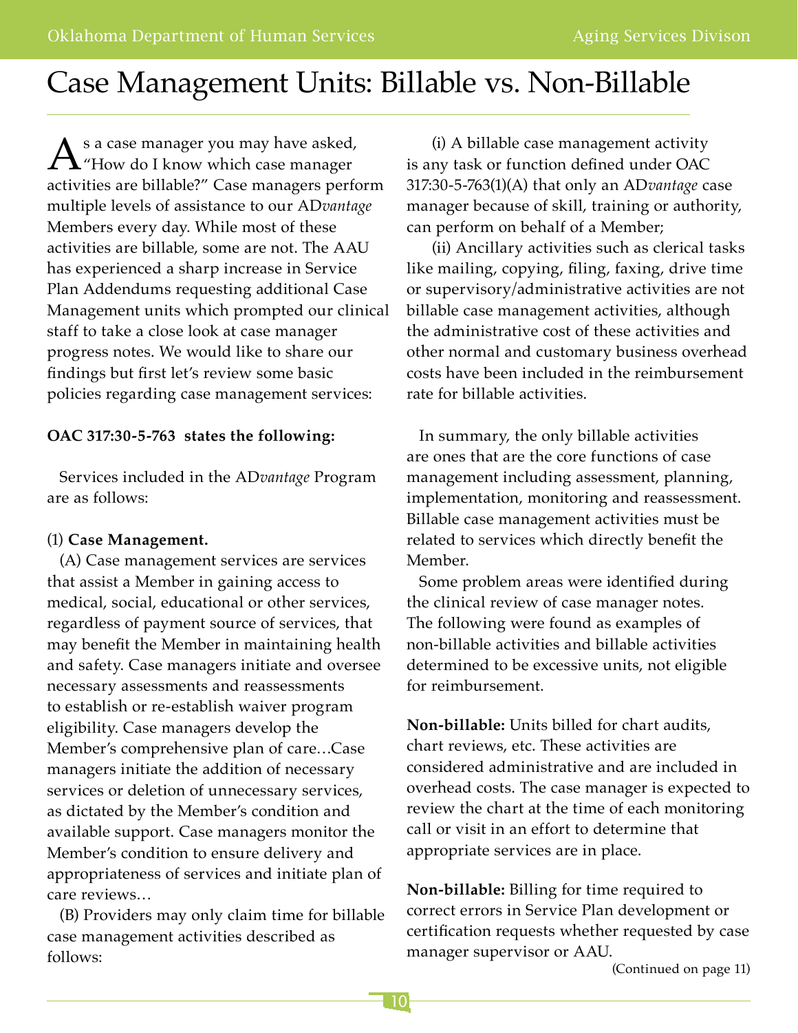# Case Management Units: Billable vs. Non-Billable

As a case manager you may have asked, "How do I know which case manager activities are billable?" Case managers perform multiple levels of assistance to our AD*vantage* Members every day. While most of these activities are billable, some are not. The AAU has experienced a sharp increase in Service Plan Addendums requesting additional Case Management units which prompted our clinical staff to take a close look at case manager progress notes. We would like to share our findings but first let's review some basic policies regarding case management services:

**OAC 317:30-5-763 states the following:**

Services included in the AD*vantage* Program are as follows:

(1) **Case Management.**

(A) Case management services are services that assist a Member in gaining access to medical, social, educational or other services, regardless of payment source of services, that may benefit the Member in maintaining health and safety. Case managers initiate and oversee necessary assessments and reassessments to establish or re-establish waiver program eligibility. Case managers develop the Member's comprehensive plan of care…Case managers initiate the addition of necessary services or deletion of unnecessary services, as dictated by the Member's condition and available support. Case managers monitor the Member's condition to ensure delivery and appropriateness of services and initiate plan of care reviews…

(B) Providers may only claim time for billable case management activities described as follows:

(i) A billable case management activity is any task or function defined under OAC 317:30-5-763(1)(A) that only an AD*vantage* case manager because of skill, training or authority, can perform on behalf of a Member;

(ii) Ancillary activities such as clerical tasks like mailing, copying, filing, faxing, drive time or supervisory/administrative activities are not billable case management activities, although the administrative cost of these activities and other normal and customary business overhead costs have been included in the reimbursement rate for billable activities.

In summary, the only billable activities are ones that are the core functions of case management including assessment, planning, implementation, monitoring and reassessment. Billable case management activities must be related to services which directly benefit the Member.

Some problem areas were identified during the clinical review of case manager notes. The following were found as examples of non-billable activities and billable activities determined to be excessive units, not eligible for reimbursement.

**Non-billable:** Units billed for chart audits, chart reviews, etc. These activities are considered administrative and are included in overhead costs. The case manager is expected to review the chart at the time of each monitoring call or visit in an effort to determine that appropriate services are in place.

**Non-billable:** Billing for time required to correct errors in Service Plan development or certification requests whether requested by case manager supervisor or AAU.

(Continued on page 11)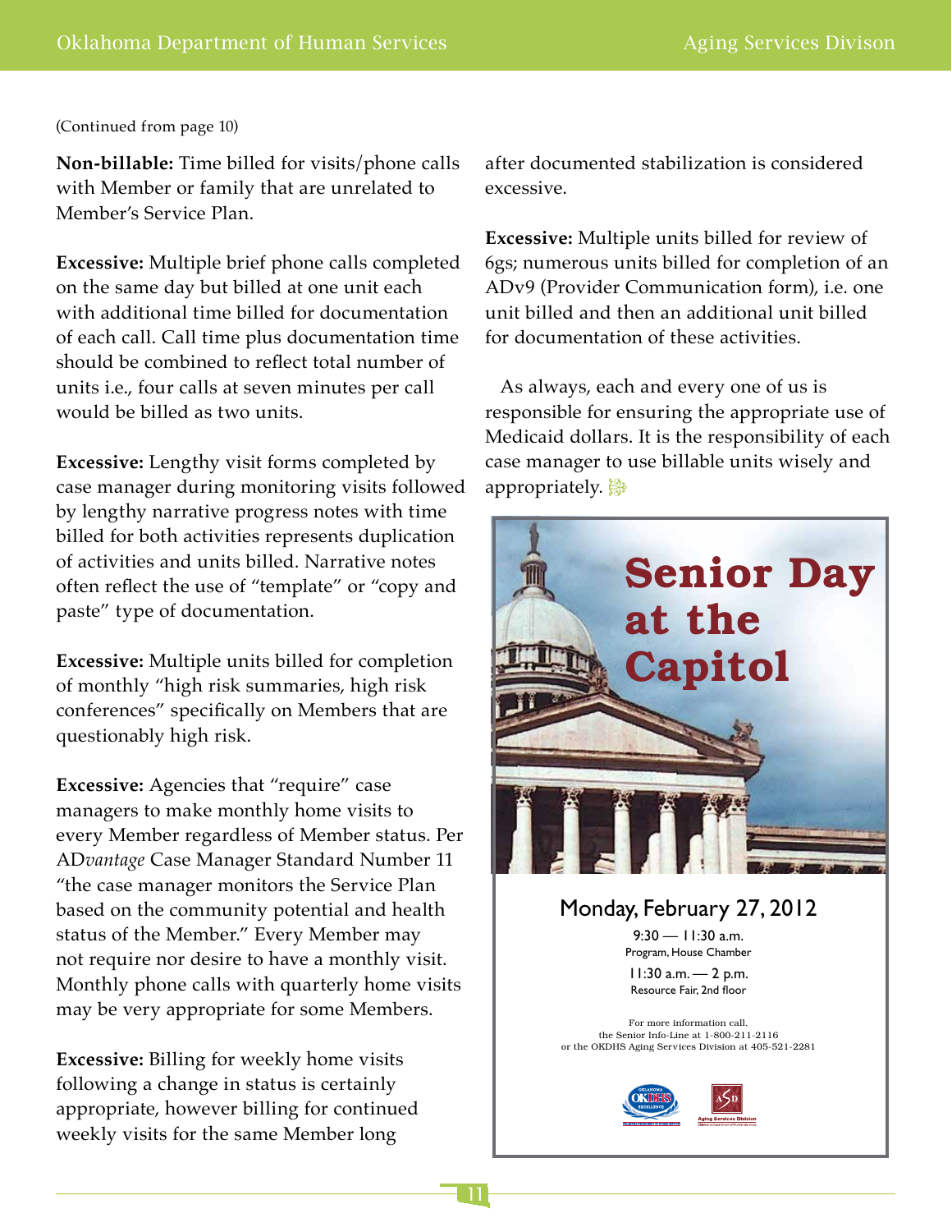(Continued from page 10)

**Non-billable:** Time billed for visits/phone calls with Member or family that are unrelated to Member's Service Plan.

**Excessive:** Multiple brief phone calls completed on the same day but billed at one unit each with additional time billed for documentation of each call. Call time plus documentation time should be combined to reflect total number of units i.e., four calls at seven minutes per call would be billed as two units.

**Excessive:** Lengthy visit forms completed by case manager during monitoring visits followed by lengthy narrative progress notes with time billed for both activities represents duplication of activities and units billed. Narrative notes often reflect the use of "template" or "copy and paste" type of documentation.

**Excessive:** Multiple units billed for completion of monthly "high risk summaries, high risk conferences" specifically on Members that are questionably high risk.

**Excessive:** Agencies that "require" case managers to make monthly home visits to every Member regardless of Member status. Per AD*vantage* Case Manager Standard Number 11 "the case manager monitors the Service Plan based on the community potential and health status of the Member." Every Member may not require nor desire to have a monthly visit. Monthly phone calls with quarterly home visits may be very appropriate for some Members.

**Excessive:** Billing for weekly home visits following a change in status is certainly appropriate, however billing for continued weekly visits for the same Member long after documented stabilization is considered excessive.

**Excessive:** Multiple units billed for review of 6gs; numerous units billed for completion of an ADv9 (Provider Communication form), i.e. one unit billed and then an additional unit billed for documentation of these activities.

As always, each and every one of us is responsible for ensuring the appropriate use of Medicaid dollars. It is the responsibility of each case manager to use billable units wisely and appropriately.

## Senior Day at the Capitol

Monday, February 27, 2012

9:30 — 11:30 a.m.
Program, House Chamber

11:30 a.m. — 2 p.m.
Resource Fair, 2nd floor

For more information call,
the Senior Info-Line at 1-800-211-2116
or the OKDHS Aging Services Division at 405-521-2281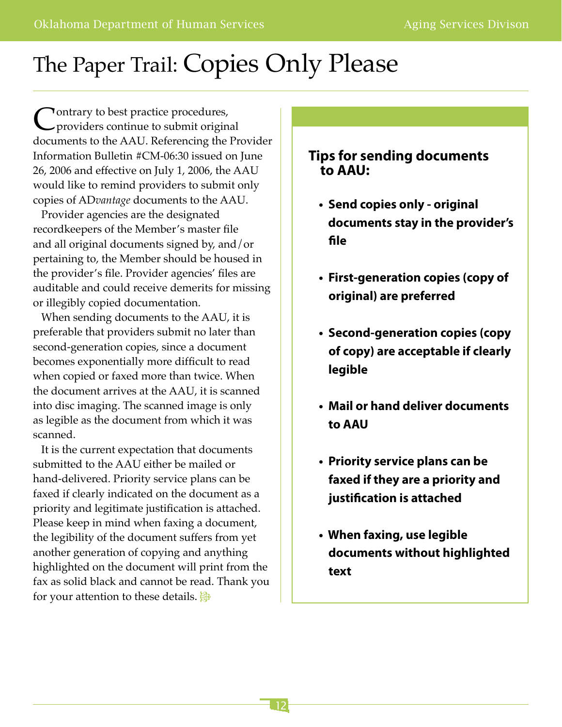# The Paper Trail: Copies Only Please

Contrary to best practice procedures, providers continue to submit original documents to the AAU. Referencing the Provider Information Bulletin #CM-06:30 issued on June 26, 2006 and effective on July 1, 2006, the AAU would like to remind providers to submit only copies of AD*vantage* documents to the AAU.

Provider agencies are the designated recordkeepers of the Member's master file and all original documents signed by, and/or pertaining to, the Member should be housed in the provider's file. Provider agencies' files are auditable and could receive demerits for missing or illegibly copied documentation.

When sending documents to the AAU, it is preferable that providers submit no later than second-generation copies, since a document becomes exponentially more difficult to read when copied or faxed more than twice. When the document arrives at the AAU, it is scanned into disc imaging. The scanned image is only as legible as the document from which it was scanned.

It is the current expectation that documents submitted to the AAU either be mailed or hand-delivered. Priority service plans can be faxed if clearly indicated on the document as a priority and legitimate justification is attached. Please keep in mind when faxing a document, the legibility of the document suffers from yet another generation of copying and anything highlighted on the document will print from the fax as solid black and cannot be read. Thank you for your attention to these details.

**Tips for sending documents to AAU:**

- **Send copies only - original documents stay in the provider's file**
- **First-generation copies (copy of original) are preferred**
- **Second-generation copies (copy of copy) are acceptable if clearly legible**
- **Mail or hand deliver documents to AAU**
- **Priority service plans can be faxed if they are a priority and justification is attached**
- **When faxing, use legible documents without highlighted text**